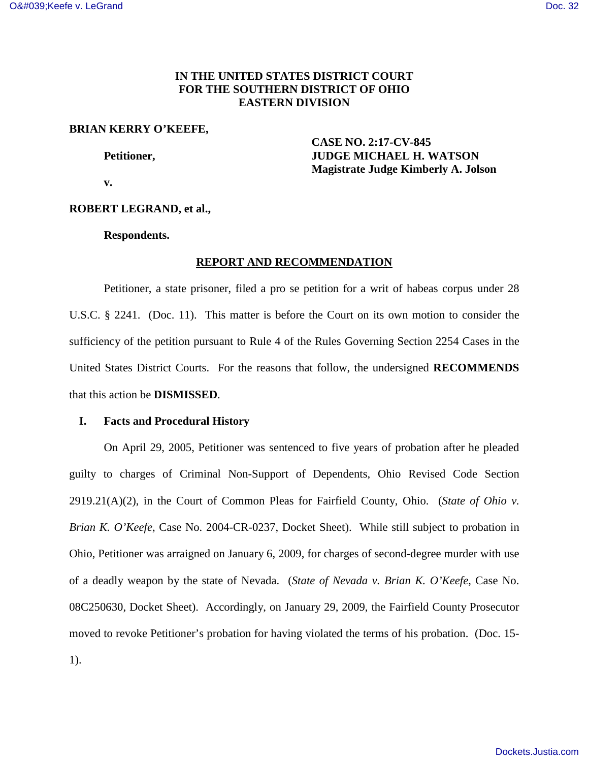**IN THE UNITED STATES DISTRICT COURT**
**FOR THE SOUTHERN DISTRICT OF OHIO**
**EASTERN DIVISION**

**BRIAN KERRY O'KEEFE,**

**Petitioner,**

**v.**

**ROBERT LEGRAND, et al.,**

**Respondents.**

**CASE NO. 2:17-CV-845**
**JUDGE MICHAEL H. WATSON**
**Magistrate Judge Kimberly A. Jolson**

## REPORT AND RECOMMENDATION

Petitioner, a state prisoner, filed a pro se petition for a writ of habeas corpus under 28 U.S.C. § 2241. (Doc. 11). This matter is before the Court on its own motion to consider the sufficiency of the petition pursuant to Rule 4 of the Rules Governing Section 2254 Cases in the United States District Courts. For the reasons that follow, the undersigned **RECOMMENDS** that this action be **DISMISSED**.

### I. Facts and Procedural History

On April 29, 2005, Petitioner was sentenced to five years of probation after he pleaded guilty to charges of Criminal Non-Support of Dependents, Ohio Revised Code Section 2919.21(A)(2), in the Court of Common Pleas for Fairfield County, Ohio. (*State of Ohio v. Brian K. O'Keefe*, Case No. 2004-CR-0237, Docket Sheet). While still subject to probation in Ohio, Petitioner was arraigned on January 6, 2009, for charges of second-degree murder with use of a deadly weapon by the state of Nevada. (*State of Nevada v. Brian K. O'Keefe*, Case No. 08C250630, Docket Sheet). Accordingly, on January 29, 2009, the Fairfield County Prosecutor moved to revoke Petitioner's probation for having violated the terms of his probation. (Doc. 15-1).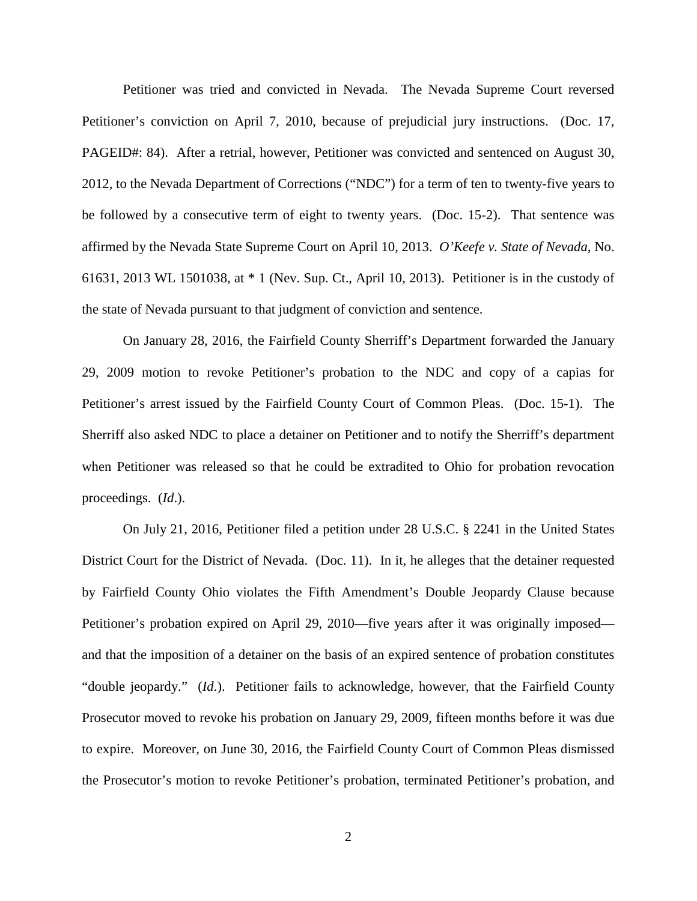Petitioner was tried and convicted in Nevada. The Nevada Supreme Court reversed Petitioner's conviction on April 7, 2010, because of prejudicial jury instructions. (Doc. 17, PAGEID#: 84). After a retrial, however, Petitioner was convicted and sentenced on August 30, 2012, to the Nevada Department of Corrections ("NDC") for a term of ten to twenty-five years to be followed by a consecutive term of eight to twenty years. (Doc. 15-2). That sentence was affirmed by the Nevada State Supreme Court on April 10, 2013. *O'Keefe v. State of Nevada*, No. 61631, 2013 WL 1501038, at * 1 (Nev. Sup. Ct., April 10, 2013). Petitioner is in the custody of the state of Nevada pursuant to that judgment of conviction and sentence.

On January 28, 2016, the Fairfield County Sherriff's Department forwarded the January 29, 2009 motion to revoke Petitioner's probation to the NDC and copy of a capias for Petitioner's arrest issued by the Fairfield County Court of Common Pleas. (Doc. 15-1). The Sherriff also asked NDC to place a detainer on Petitioner and to notify the Sherriff's department when Petitioner was released so that he could be extradited to Ohio for probation revocation proceedings. (*Id*.).

On July 21, 2016, Petitioner filed a petition under 28 U.S.C. § 2241 in the United States District Court for the District of Nevada. (Doc. 11). In it, he alleges that the detainer requested by Fairfield County Ohio violates the Fifth Amendment's Double Jeopardy Clause because Petitioner's probation expired on April 29, 2010—five years after it was originally imposed—and that the imposition of a detainer on the basis of an expired sentence of probation constitutes "double jeopardy." (*Id*.). Petitioner fails to acknowledge, however, that the Fairfield County Prosecutor moved to revoke his probation on January 29, 2009, fifteen months before it was due to expire. Moreover, on June 30, 2016, the Fairfield County Court of Common Pleas dismissed the Prosecutor's motion to revoke Petitioner's probation, terminated Petitioner's probation, and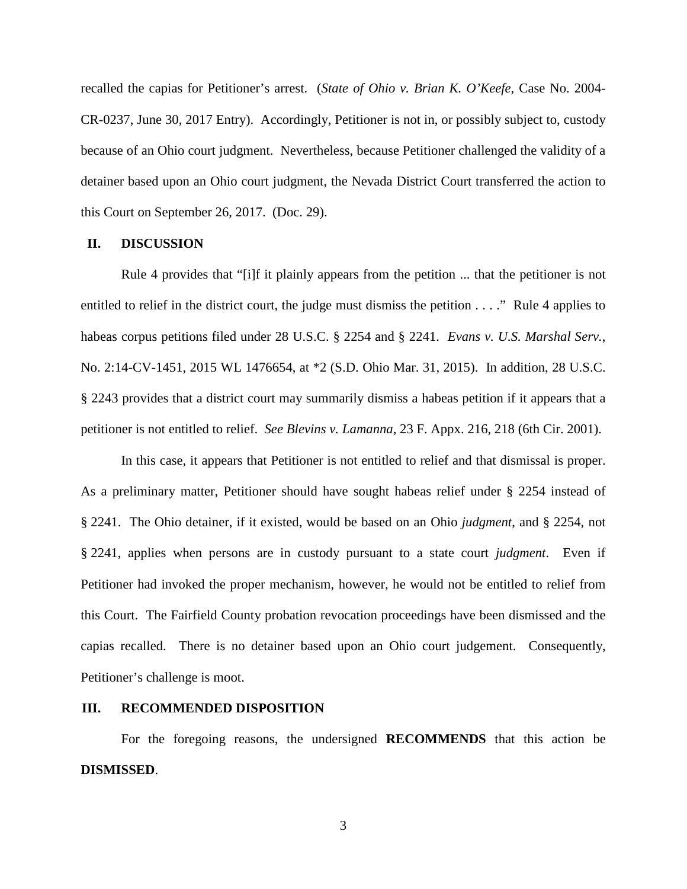recalled the capias for Petitioner's arrest. (*State of Ohio v. Brian K. O'Keefe*, Case No. 2004-CR-0237, June 30, 2017 Entry). Accordingly, Petitioner is not in, or possibly subject to, custody because of an Ohio court judgment. Nevertheless, because Petitioner challenged the validity of a detainer based upon an Ohio court judgment, the Nevada District Court transferred the action to this Court on September 26, 2017. (Doc. 29).

## II. DISCUSSION

Rule 4 provides that "[i]f it plainly appears from the petition ... that the petitioner is not entitled to relief in the district court, the judge must dismiss the petition . . . ." Rule 4 applies to habeas corpus petitions filed under 28 U.S.C. § 2254 and § 2241. *Evans v. U.S. Marshal Serv.*, No. 2:14-CV-1451, 2015 WL 1476654, at *2 (S.D. Ohio Mar. 31, 2015). In addition, 28 U.S.C. § 2243 provides that a district court may summarily dismiss a habeas petition if it appears that a petitioner is not entitled to relief. *See Blevins v. Lamanna*, 23 F. Appx. 216, 218 (6th Cir. 2001).

In this case, it appears that Petitioner is not entitled to relief and that dismissal is proper. As a preliminary matter, Petitioner should have sought habeas relief under § 2254 instead of § 2241. The Ohio detainer, if it existed, would be based on an Ohio *judgment*, and § 2254, not § 2241, applies when persons are in custody pursuant to a state court *judgment*. Even if Petitioner had invoked the proper mechanism, however, he would not be entitled to relief from this Court. The Fairfield County probation revocation proceedings have been dismissed and the capias recalled. There is no detainer based upon an Ohio court judgement. Consequently, Petitioner's challenge is moot.

## III. RECOMMENDED DISPOSITION

For the foregoing reasons, the undersigned **RECOMMENDS** that this action be **DISMISSED**.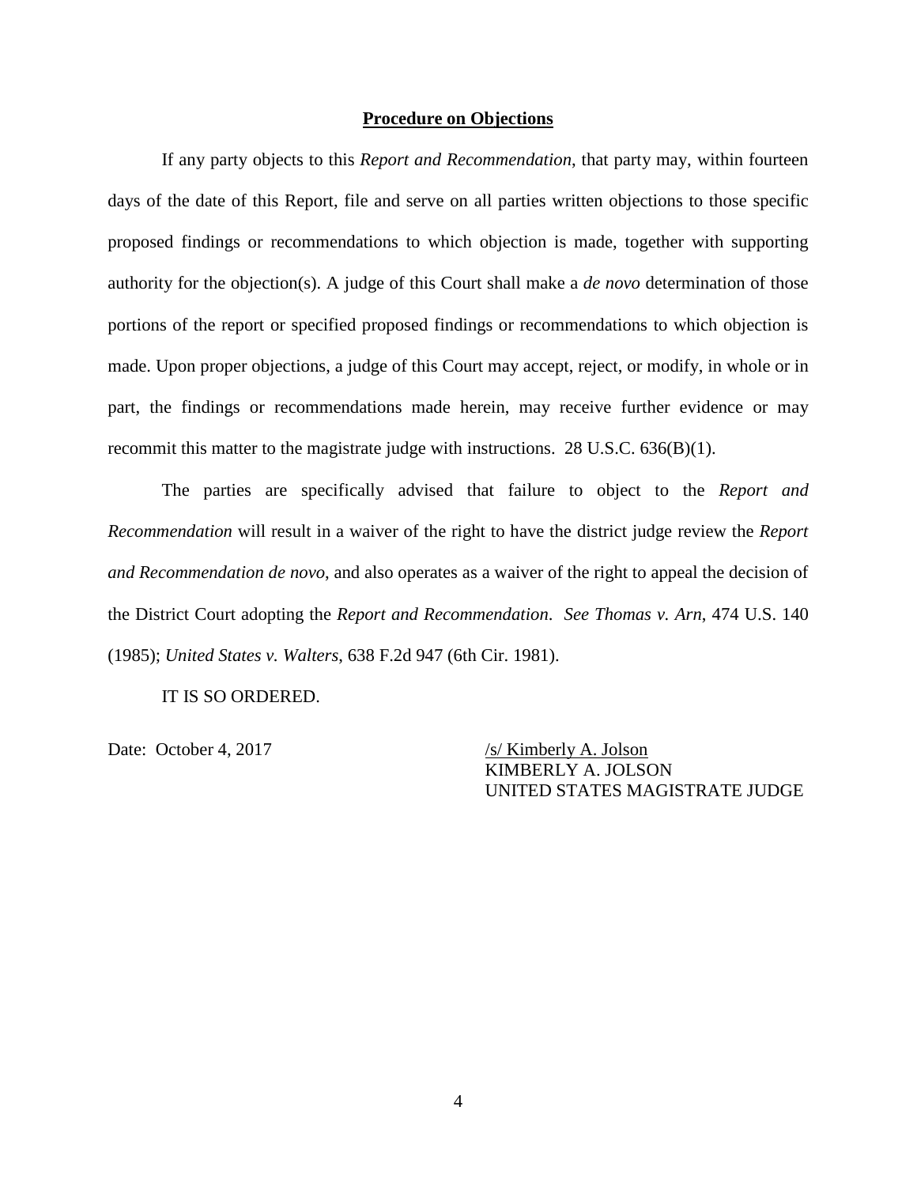**Procedure on Objections**

If any party objects to this *Report and Recommendation*, that party may, within fourteen days of the date of this Report, file and serve on all parties written objections to those specific proposed findings or recommendations to which objection is made, together with supporting authority for the objection(s). A judge of this Court shall make a *de novo* determination of those portions of the report or specified proposed findings or recommendations to which objection is made. Upon proper objections, a judge of this Court may accept, reject, or modify, in whole or in part, the findings or recommendations made herein, may receive further evidence or may recommit this matter to the magistrate judge with instructions. 28 U.S.C. 636(B)(1).

The parties are specifically advised that failure to object to the *Report and Recommendation* will result in a waiver of the right to have the district judge review the *Report and Recommendation de novo*, and also operates as a waiver of the right to appeal the decision of the District Court adopting the *Report and Recommendation*. *See Thomas v. Arn*, 474 U.S. 140 (1985); *United States v. Walters*, 638 F.2d 947 (6th Cir. 1981).

IT IS SO ORDERED.

Date: October 4, 2017

/s/ Kimberly A. Jolson
KIMBERLY A. JOLSON
UNITED STATES MAGISTRATE JUDGE